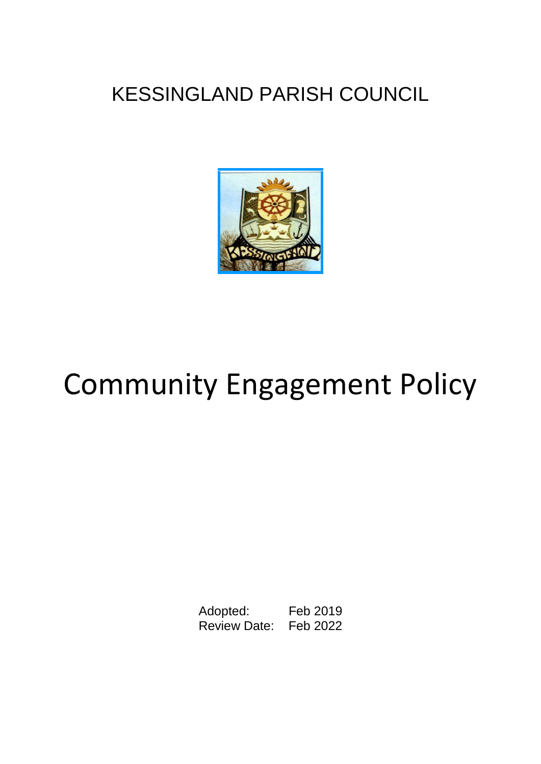KESSINGLAND PARISH COUNCIL

# Community Engagement Policy

Adopted: Feb 2019
Review Date: Feb 2022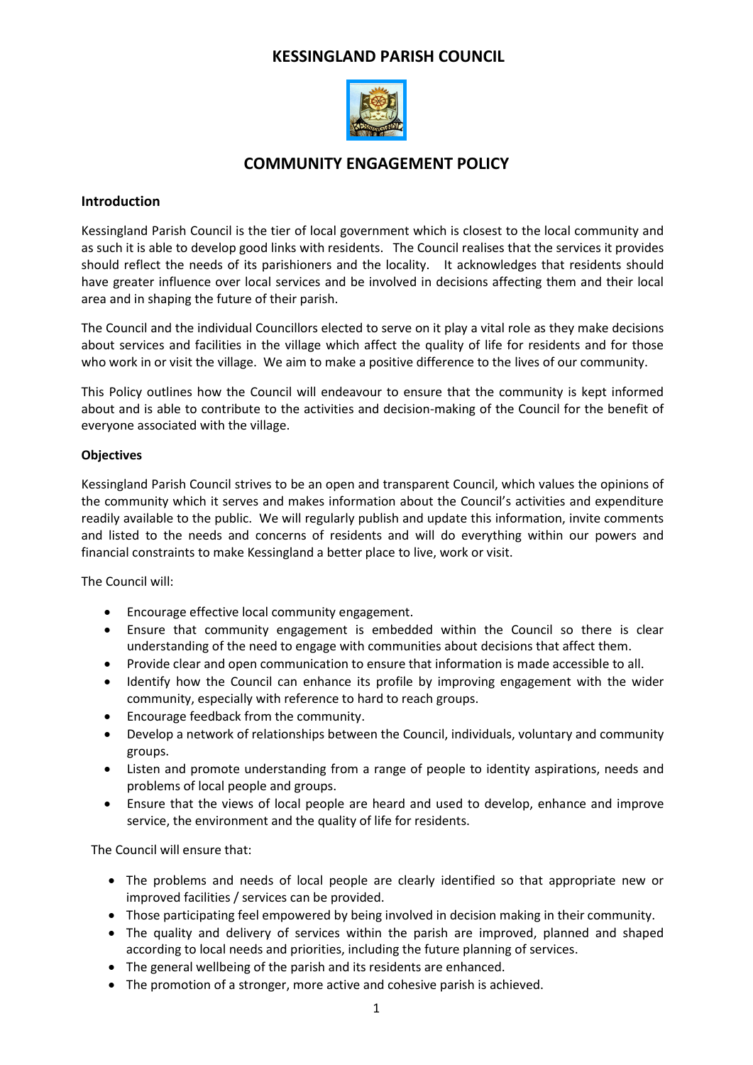# KESSINGLAND PARISH COUNCIL

## COMMUNITY ENGAGEMENT POLICY

### Introduction

Kessingland Parish Council is the tier of local government which is closest to the local community and as such it is able to develop good links with residents. The Council realises that the services it provides should reflect the needs of its parishioners and the locality. It acknowledges that residents should have greater influence over local services and be involved in decisions affecting them and their local area and in shaping the future of their parish.

The Council and the individual Councillors elected to serve on it play a vital role as they make decisions about services and facilities in the village which affect the quality of life for residents and for those who work in or visit the village. We aim to make a positive difference to the lives of our community.

This Policy outlines how the Council will endeavour to ensure that the community is kept informed about and is able to contribute to the activities and decision-making of the Council for the benefit of everyone associated with the village.

**Objectives**

Kessingland Parish Council strives to be an open and transparent Council, which values the opinions of the community which it serves and makes information about the Council's activities and expenditure readily available to the public. We will regularly publish and update this information, invite comments and listed to the needs and concerns of residents and will do everything within our powers and financial constraints to make Kessingland a better place to live, work or visit.

The Council will:

- Encourage effective local community engagement.
- Ensure that community engagement is embedded within the Council so there is clear understanding of the need to engage with communities about decisions that affect them.
- Provide clear and open communication to ensure that information is made accessible to all.
- Identify how the Council can enhance its profile by improving engagement with the wider community, especially with reference to hard to reach groups.
- Encourage feedback from the community.
- Develop a network of relationships between the Council, individuals, voluntary and community groups.
- Listen and promote understanding from a range of people to identity aspirations, needs and problems of local people and groups.
- Ensure that the views of local people are heard and used to develop, enhance and improve service, the environment and the quality of life for residents.

The Council will ensure that:

- The problems and needs of local people are clearly identified so that appropriate new or improved facilities / services can be provided.
- Those participating feel empowered by being involved in decision making in their community.
- The quality and delivery of services within the parish are improved, planned and shaped according to local needs and priorities, including the future planning of services.
- The general wellbeing of the parish and its residents are enhanced.
- The promotion of a stronger, more active and cohesive parish is achieved.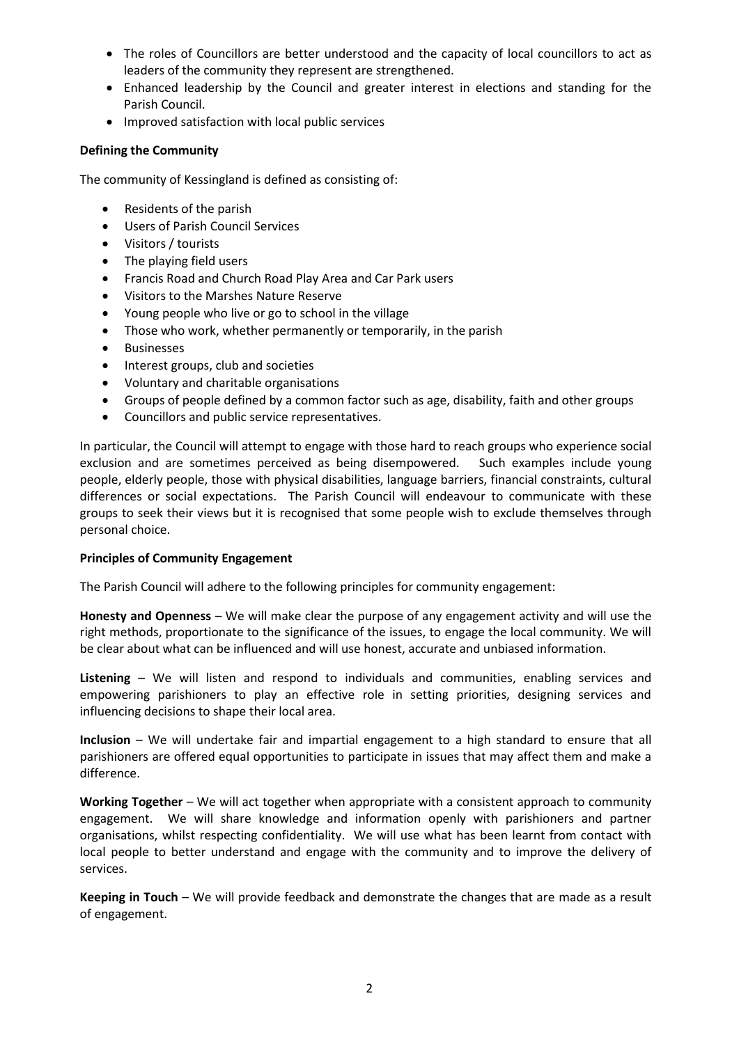- The roles of Councillors are better understood and the capacity of local councillors to act as leaders of the community they represent are strengthened.
- Enhanced leadership by the Council and greater interest in elections and standing for the Parish Council.
- Improved satisfaction with local public services

**Defining the Community**

The community of Kessingland is defined as consisting of:

- Residents of the parish
- Users of Parish Council Services
- Visitors / tourists
- The playing field users
- Francis Road and Church Road Play Area and Car Park users
- Visitors to the Marshes Nature Reserve
- Young people who live or go to school in the village
- Those who work, whether permanently or temporarily, in the parish
- Businesses
- Interest groups, club and societies
- Voluntary and charitable organisations
- Groups of people defined by a common factor such as age, disability, faith and other groups
- Councillors and public service representatives.

In particular, the Council will attempt to engage with those hard to reach groups who experience social exclusion and are sometimes perceived as being disempowered. Such examples include young people, elderly people, those with physical disabilities, language barriers, financial constraints, cultural differences or social expectations. The Parish Council will endeavour to communicate with these groups to seek their views but it is recognised that some people wish to exclude themselves through personal choice.

**Principles of Community Engagement**

The Parish Council will adhere to the following principles for community engagement:

**Honesty and Openness** – We will make clear the purpose of any engagement activity and will use the right methods, proportionate to the significance of the issues, to engage the local community. We will be clear about what can be influenced and will use honest, accurate and unbiased information.

**Listening** – We will listen and respond to individuals and communities, enabling services and empowering parishioners to play an effective role in setting priorities, designing services and influencing decisions to shape their local area.

**Inclusion** – We will undertake fair and impartial engagement to a high standard to ensure that all parishioners are offered equal opportunities to participate in issues that may affect them and make a difference.

**Working Together** – We will act together when appropriate with a consistent approach to community engagement. We will share knowledge and information openly with parishioners and partner organisations, whilst respecting confidentiality. We will use what has been learnt from contact with local people to better understand and engage with the community and to improve the delivery of services.

**Keeping in Touch** – We will provide feedback and demonstrate the changes that are made as a result of engagement.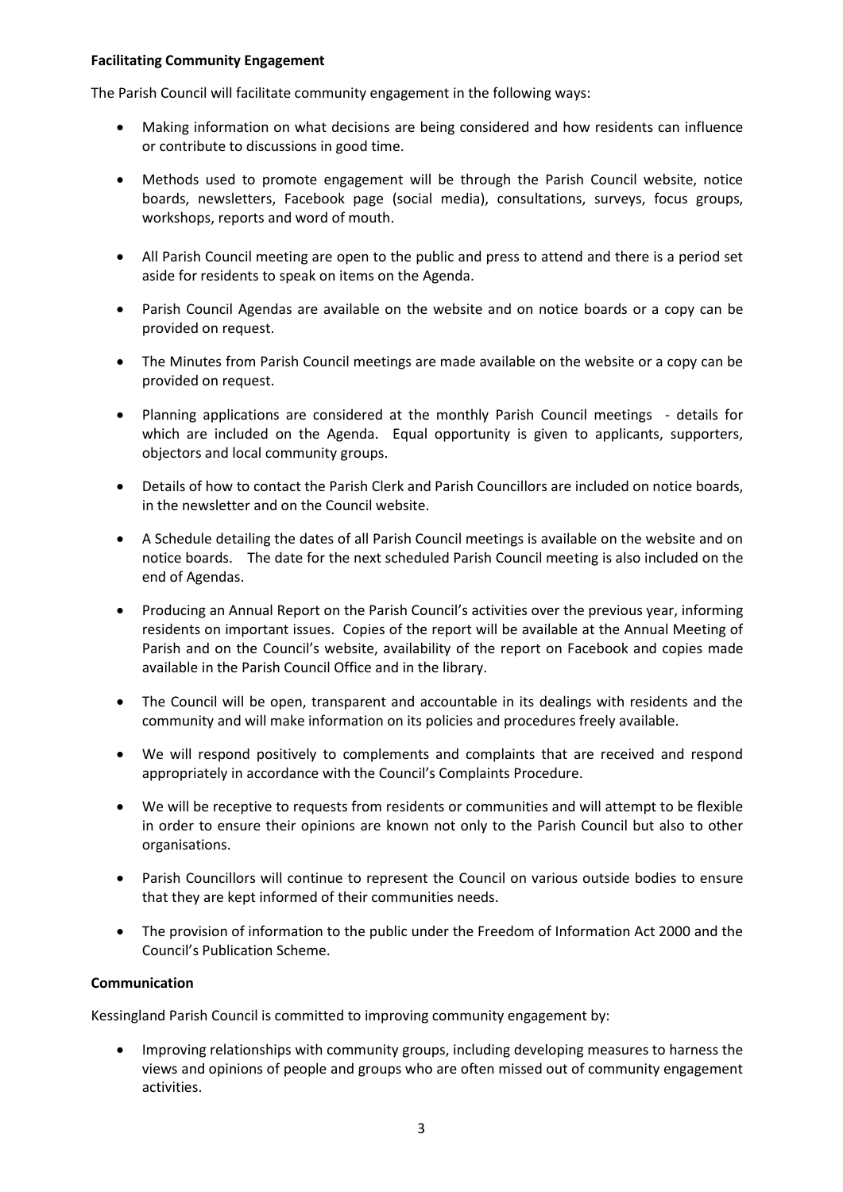**Facilitating Community Engagement**

The Parish Council will facilitate community engagement in the following ways:

- Making information on what decisions are being considered and how residents can influence or contribute to discussions in good time.
- Methods used to promote engagement will be through the Parish Council website, notice boards, newsletters, Facebook page (social media), consultations, surveys, focus groups, workshops, reports and word of mouth.
- All Parish Council meeting are open to the public and press to attend and there is a period set aside for residents to speak on items on the Agenda.
- Parish Council Agendas are available on the website and on notice boards or a copy can be provided on request.
- The Minutes from Parish Council meetings are made available on the website or a copy can be provided on request.
- Planning applications are considered at the monthly Parish Council meetings - details for which are included on the Agenda. Equal opportunity is given to applicants, supporters, objectors and local community groups.
- Details of how to contact the Parish Clerk and Parish Councillors are included on notice boards, in the newsletter and on the Council website.
- A Schedule detailing the dates of all Parish Council meetings is available on the website and on notice boards. The date for the next scheduled Parish Council meeting is also included on the end of Agendas.
- Producing an Annual Report on the Parish Council's activities over the previous year, informing residents on important issues. Copies of the report will be available at the Annual Meeting of Parish and on the Council's website, availability of the report on Facebook and copies made available in the Parish Council Office and in the library.
- The Council will be open, transparent and accountable in its dealings with residents and the community and will make information on its policies and procedures freely available.
- We will respond positively to complements and complaints that are received and respond appropriately in accordance with the Council's Complaints Procedure.
- We will be receptive to requests from residents or communities and will attempt to be flexible in order to ensure their opinions are known not only to the Parish Council but also to other organisations.
- Parish Councillors will continue to represent the Council on various outside bodies to ensure that they are kept informed of their communities needs.
- The provision of information to the public under the Freedom of Information Act 2000 and the Council's Publication Scheme.

**Communication**

Kessingland Parish Council is committed to improving community engagement by:

- Improving relationships with community groups, including developing measures to harness the views and opinions of people and groups who are often missed out of community engagement activities.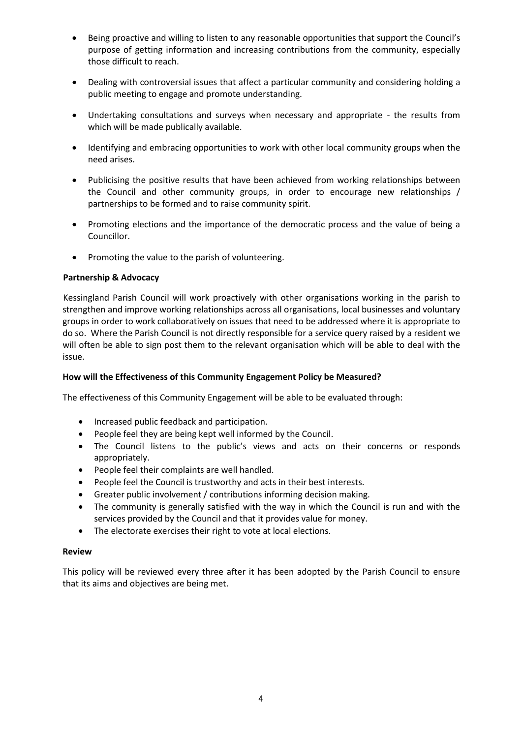- Being proactive and willing to listen to any reasonable opportunities that support the Council's purpose of getting information and increasing contributions from the community, especially those difficult to reach.
- Dealing with controversial issues that affect a particular community and considering holding a public meeting to engage and promote understanding.
- Undertaking consultations and surveys when necessary and appropriate - the results from which will be made publically available.
- Identifying and embracing opportunities to work with other local community groups when the need arises.
- Publicising the positive results that have been achieved from working relationships between the Council and other community groups, in order to encourage new relationships / partnerships to be formed and to raise community spirit.
- Promoting elections and the importance of the democratic process and the value of being a Councillor.
- Promoting the value to the parish of volunteering.

**Partnership & Advocacy**

Kessingland Parish Council will work proactively with other organisations working in the parish to strengthen and improve working relationships across all organisations, local businesses and voluntary groups in order to work collaboratively on issues that need to be addressed where it is appropriate to do so. Where the Parish Council is not directly responsible for a service query raised by a resident we will often be able to sign post them to the relevant organisation which will be able to deal with the issue.

**How will the Effectiveness of this Community Engagement Policy be Measured?**

The effectiveness of this Community Engagement will be able to be evaluated through:

- Increased public feedback and participation.
- People feel they are being kept well informed by the Council.
- The Council listens to the public's views and acts on their concerns or responds appropriately.
- People feel their complaints are well handled.
- People feel the Council is trustworthy and acts in their best interests.
- Greater public involvement / contributions informing decision making.
- The community is generally satisfied with the way in which the Council is run and with the services provided by the Council and that it provides value for money.
- The electorate exercises their right to vote at local elections.

**Review**

This policy will be reviewed every three after it has been adopted by the Parish Council to ensure that its aims and objectives are being met.